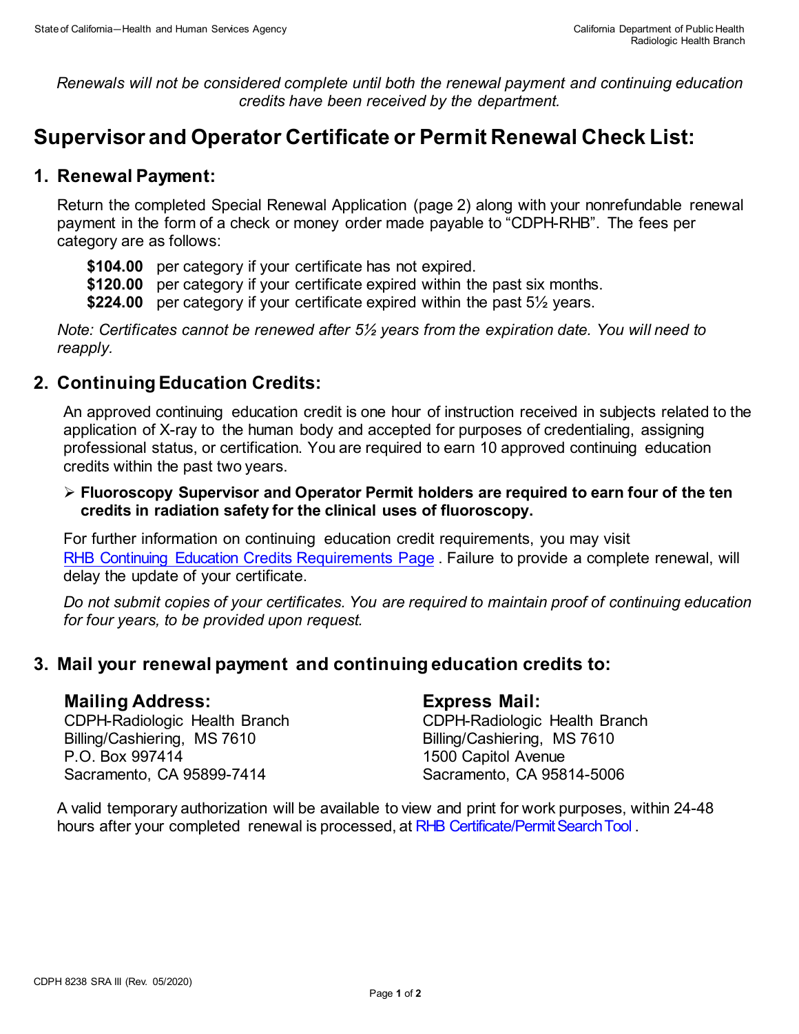*Renewals will not be considered complete until both the renewal payment and continuing education credits have been received by the department.*

# Supervisor and Operator Certificate or Permit Renewal Check List:

## 1. Renewal Payment:

Return the completed Special Renewal Application (page 2) along with your nonrefundable renewal payment in the form of a check or money order made payable to "CDPH-RHB". The fees per category are as follows:

- **$104.00** per category if your certificate has not expired.
- **$120.00** per category if your certificate expired within the past six months.
- **$224.00** per category if your certificate expired within the past 5½ years.

*Note: Certificates cannot be renewed after 5½ years from the expiration date. You will need to reapply.*

## 2. Continuing Education Credits:

An approved continuing education credit is one hour of instruction received in subjects related to the application of X-ray to the human body and accepted for purposes of credentialing, assigning professional status, or certification. You are required to earn 10 approved continuing education credits within the past two years.

- **Fluoroscopy Supervisor and Operator Permit holders are required to earn four of the ten credits in radiation safety for the clinical uses of fluoroscopy.**

For further information on continuing education credit requirements, you may visit RHB Continuing Education Credits Requirements Page. Failure to provide a complete renewal, will delay the update of your certificate.

*Do not submit copies of your certificates. You are required to maintain proof of continuing education for four years, to be provided upon request.*

## 3. Mail your renewal payment and continuing education credits to:

### Mailing Address:

CDPH-Radiologic Health Branch
Billing/Cashiering, MS 7610
P.O. Box 997414
Sacramento, CA 95899-7414

### Express Mail:

CDPH-Radiologic Health Branch
Billing/Cashiering, MS 7610
1500 Capitol Avenue
Sacramento, CA 95814-5006

A valid temporary authorization will be available to view and print for work purposes, within 24-48 hours after your completed renewal is processed, at RHB Certificate/Permit Search Tool.

CDPH 8238 SRA III (Rev. 05/2020)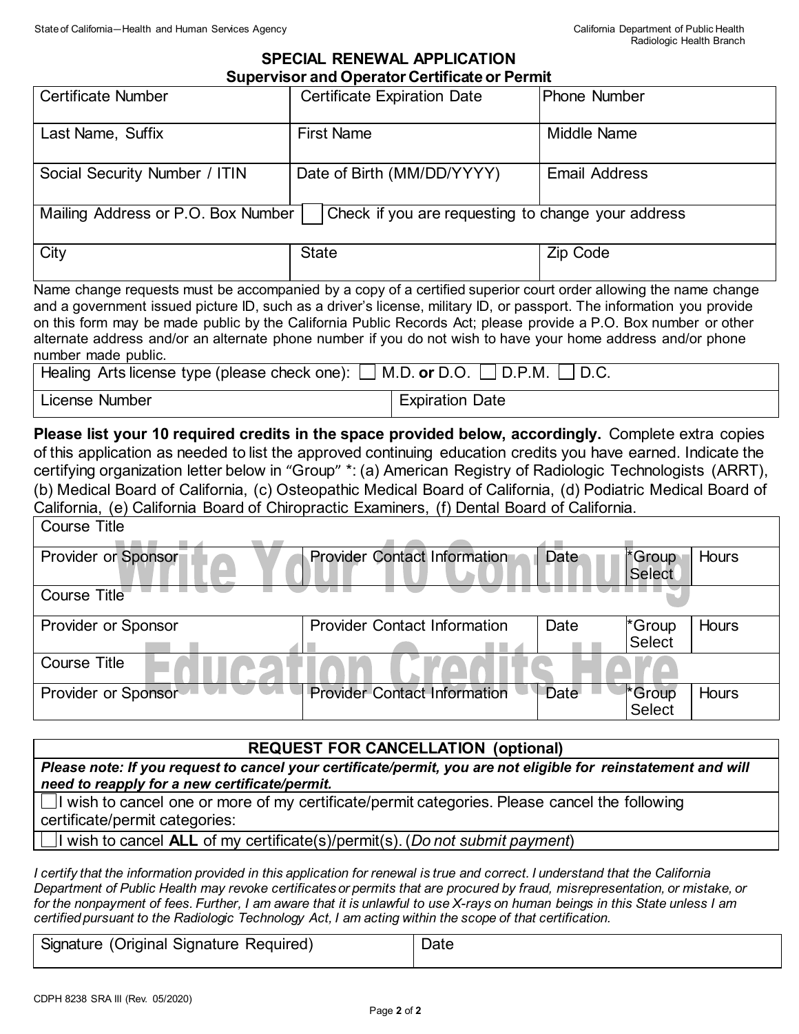State of California—Health and Human Services Agency

California Department of Public Health
Radiologic Health Branch

## SPECIAL RENEWAL APPLICATION
### Supervisor and Operator Certificate or Permit

| | | |
|---|---|---|
| Certificate Number | Certificate Expiration Date | Phone Number |
| Last Name, Suffix | First Name | Middle Name |
| Social Security Number / ITIN | Date of Birth (MM/DD/YYYY) | Email Address |
| Mailing Address or P.O. Box Number | ☐ Check if you are requesting to change your address | |
| City | State | Zip Code |

Name change requests must be accompanied by a copy of a certified superior court order allowing the name change and a government issued picture ID, such as a driver's license, military ID, or passport. The information you provide on this form may be made public by the California Public Records Act; please provide a P.O. Box number or other alternate address and/or an alternate phone number if you do not wish to have your home address and/or phone number made public.

| | |
|---|---|
| Healing Arts license type (please check one): ☐ M.D. **or** D.O. ☐ D.P.M. ☐ D.C. | |
| License Number | Expiration Date |

**Please list your 10 required credits in the space provided below, accordingly.** Complete extra copies of this application as needed to list the approved continuing education credits you have earned. Indicate the certifying organization letter below in "Group" *: (a) American Registry of Radiologic Technologists (ARRT), (b) Medical Board of California, (c) Osteopathic Medical Board of California, (d) Podiatric Medical Board of California, (e) California Board of Chiropractic Examiners, (f) Dental Board of California.

Write Your 10 Continuing Education Credits Here

| | | | | |
|---|---|---|---|---|
| Course Title | | | | |
| Provider or Sponsor | Provider Contact Information | Date | *Group Select | Hours |
| Course Title | | | | |
| Provider or Sponsor | Provider Contact Information | Date | *Group Select | Hours |
| Course Title | | | | |
| Provider or Sponsor | Provider Contact Information | Date | *Group Select | Hours |

### REQUEST FOR CANCELLATION (optional)

***Please note: If you request to cancel your certificate/permit, you are not eligible for reinstatement and will need to reapply for a new certificate/permit.***

☐ I wish to cancel one or more of my certificate/permit categories. Please cancel the following certificate/permit categories:

☐ I wish to cancel **ALL** of my certificate(s)/permit(s). (*Do not submit payment*)

*I certify that the information provided in this application for renewal is true and correct. I understand that the California Department of Public Health may revoke certificates or permits that are procured by fraud, misrepresentation, or mistake, or for the nonpayment of fees. Further, I am aware that it is unlawful to use X-rays on human beings in this State unless I am certified pursuant to the Radiologic Technology Act, I am acting within the scope of that certification.*

| | |
|---|---|
| Signature (Original Signature Required) | Date |

CDPH 8238 SRA III (Rev. 05/2020)